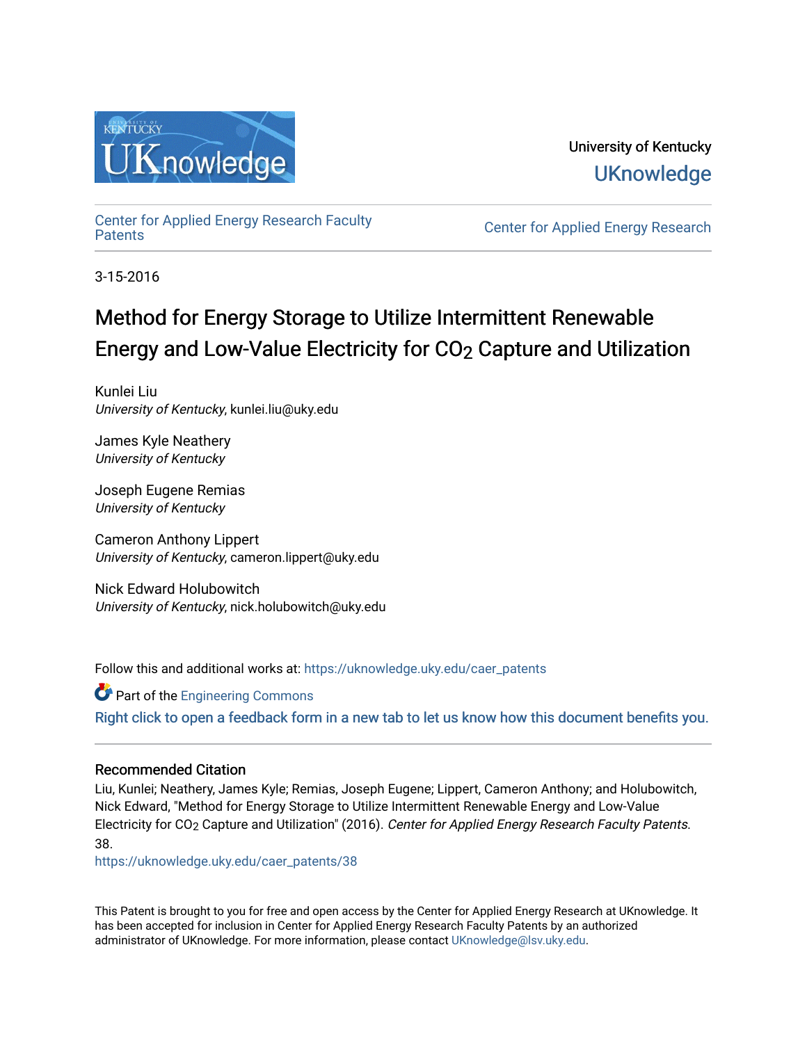University of Kentucky
UKnowledge

Center for Applied Energy Research Faculty Patents

Center for Applied Energy Research

3-15-2016

# Method for Energy Storage to Utilize Intermittent Renewable Energy and Low-Value Electricity for $CO_2$ Capture and Utilization

Kunlei Liu
*University of Kentucky*, kunlei.liu@uky.edu

James Kyle Neathery
*University of Kentucky*

Joseph Eugene Remias
*University of Kentucky*

Cameron Anthony Lippert
*University of Kentucky*, cameron.lippert@uky.edu

Nick Edward Holubowitch
*University of Kentucky*, nick.holubowitch@uky.edu

Follow this and additional works at: https://uknowledge.uky.edu/caer_patents

Part of the Engineering Commons

Right click to open a feedback form in a new tab to let us know how this document benefits you.

### Recommended Citation

Liu, Kunlei; Neathery, James Kyle; Remias, Joseph Eugene; Lippert, Cameron Anthony; and Holubowitch, Nick Edward, "Method for Energy Storage to Utilize Intermittent Renewable Energy and Low-Value Electricity for $CO_2$ Capture and Utilization" (2016). *Center for Applied Energy Research Faculty Patents*. 38.
https://uknowledge.uky.edu/caer_patents/38

This Patent is brought to you for free and open access by the Center for Applied Energy Research at UKnowledge. It has been accepted for inclusion in Center for Applied Energy Research Faculty Patents by an authorized administrator of UKnowledge. For more information, please contact UKnowledge@lsv.uky.edu.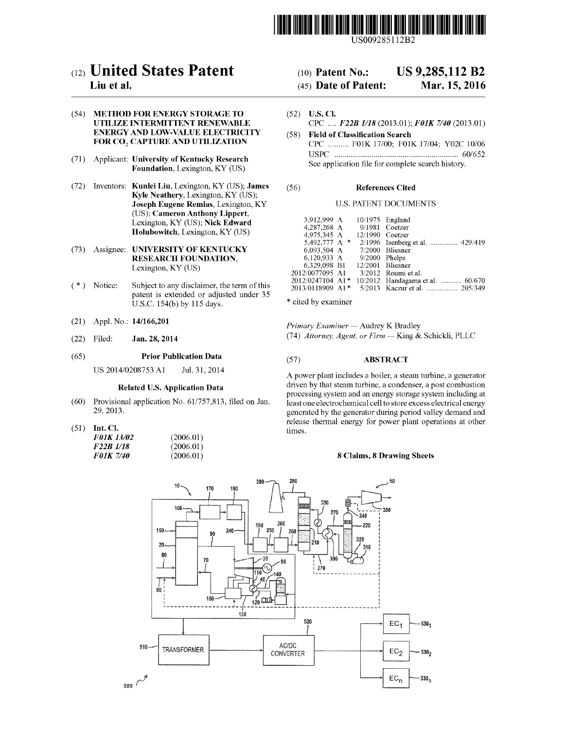US009285112B2

# (12) United States Patent
**Liu et al.**

(10) **Patent No.:** **US 9,285,112 B2**

(45) **Date of Patent:** **Mar. 15, 2016**

(54) **METHOD FOR ENERGY STORAGE TO UTILIZE INTERMITTENT RENEWABLE ENERGY AND LOW-VALUE ELECTRICITY FOR $CO_2$ CAPTURE AND UTILIZATION**

(71) Applicant: **University of Kentucky Research Foundation**, Lexington, KY (US)

(72) Inventors: **Kunlei Liu**, Lexington, KY (US); **James Kyle Neathery**, Lexington, KY (US); **Joseph Eugene Remias**, Lexington, KY (US); **Cameron Anthony Lippert**, Lexington, KY (US); **Nick Edward Holubowitch**, Lexington, KY (US)

(73) Assignee: **UNIVERSITY OF KENTUCKY RESEARCH FOUNDATION**, Lexington, KY (US)

( * ) Notice: Subject to any disclaimer, the term of this patent is extended or adjusted under 35 U.S.C. 154(b) by 115 days.

(21) Appl. No.: **14/166,201**

(22) Filed: **Jan. 28, 2014**

(65) **Prior Publication Data**

US 2014/0208753 A1 Jul. 31, 2014

**Related U.S. Application Data**

(60) Provisional application No. 61/757,813, filed on Jan. 29, 2013.

(51) **Int. Cl.**

| | |
|---|---|
| ***F01K 13/02*** | (2006.01) |
| ***F22B 1/18*** | (2006.01) |
| ***F01K 7/40*** | (2006.01) |

(52) **U.S. Cl.**

CPC .... ***F22B 1/18*** (2013.01); ***F01K 7/40*** (2013.01)

(58) **Field of Classification Search**

CPC .......... F01K 17/00; F01K 17/04; Y02C 10/06

USPC .......................................................... 60/652

See application file for complete search history.

(56) **References Cited**

U.S. PATENT DOCUMENTS

| | | | |
|---|---|---|---|
| 3,912,999 A | | 10/1975 | England |
| 4,287,268 A | | 9/1981 | Coetzer |
| 4,975,345 A | | 12/1990 | Coetzer |
| 5,492,777 A | * | 2/1996 | Isenberg et al. ............... 429/419 |
| 6,093,504 A | | 7/2000 | Bliesner |
| 6,120,933 A | | 9/2000 | Phelps |
| 6,329,098 B1 | | 12/2001 | Bliesner |
| 2012/0077095 A1 | | 3/2012 | Roumi et al. |
| 2012/0247104 A1 | * | 10/2012 | Handagama et al. ........... 60/670 |
| 2013/0118909 A1 | * | 5/2013 | Kaczur et al. ................. 205/349 |

\* cited by examiner

*Primary Examiner* — Audrey K Bradley

(74) *Attorney, Agent, or Firm* — King & Schickli, PLLC

(57) **ABSTRACT**

A power plant includes a boiler, a steam turbine, a generator driven by that steam turbine, a condenser, a post combustion processing system and an energy storage system including at least one electrochemical cell to store excess electrical energy generated by the generator during period valley demand and release thermal energy for power plant operations at other times.

**8 Claims, 8 Drawing Sheets**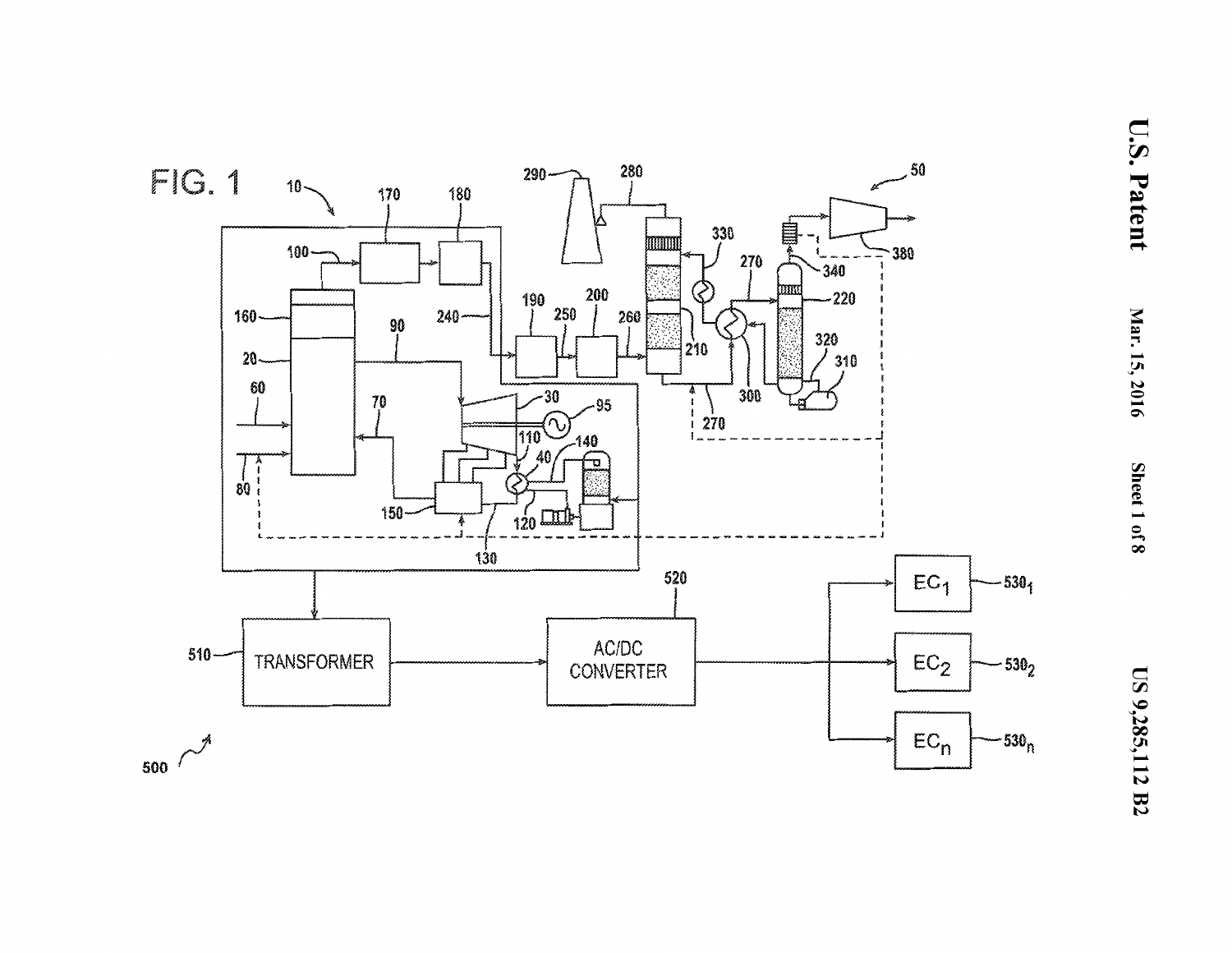FIG. 1

10

170

180

100

160

20

90

240

190

250

200

260

60

70

30

95

80

110

140

40

120

150

130

290

280

330

270

300

210

270

50

340

380

220

320

310

500

510

TRANSFORMER

520

AC/DC CONVERTER

$EC_1$ — $530_1$

$EC_2$ — $530_2$

$EC_n$ — $530_n$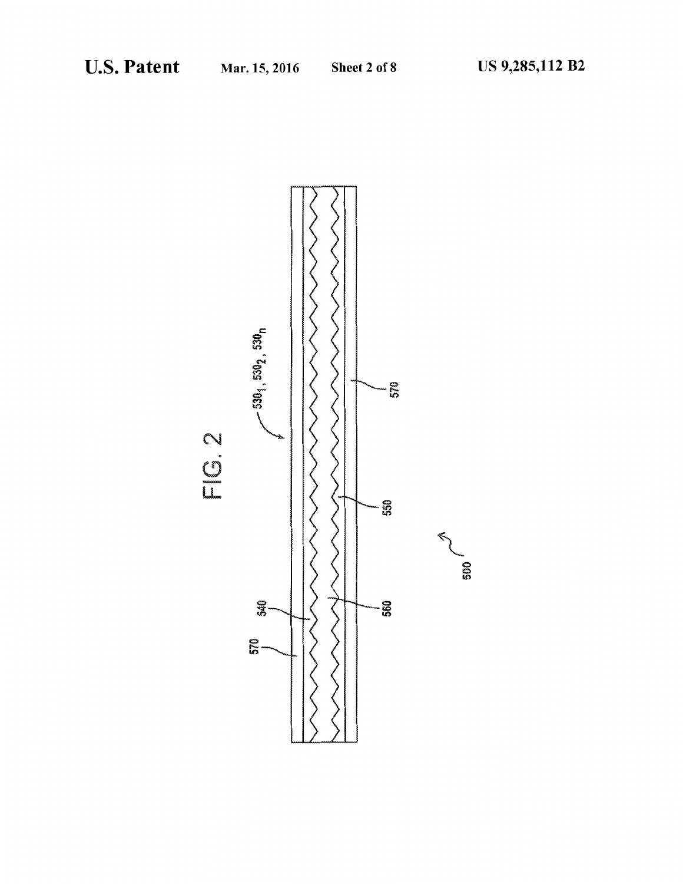FIG. 2

$530_1$, $530_2$, $530_n$

570

540

560

550

570

500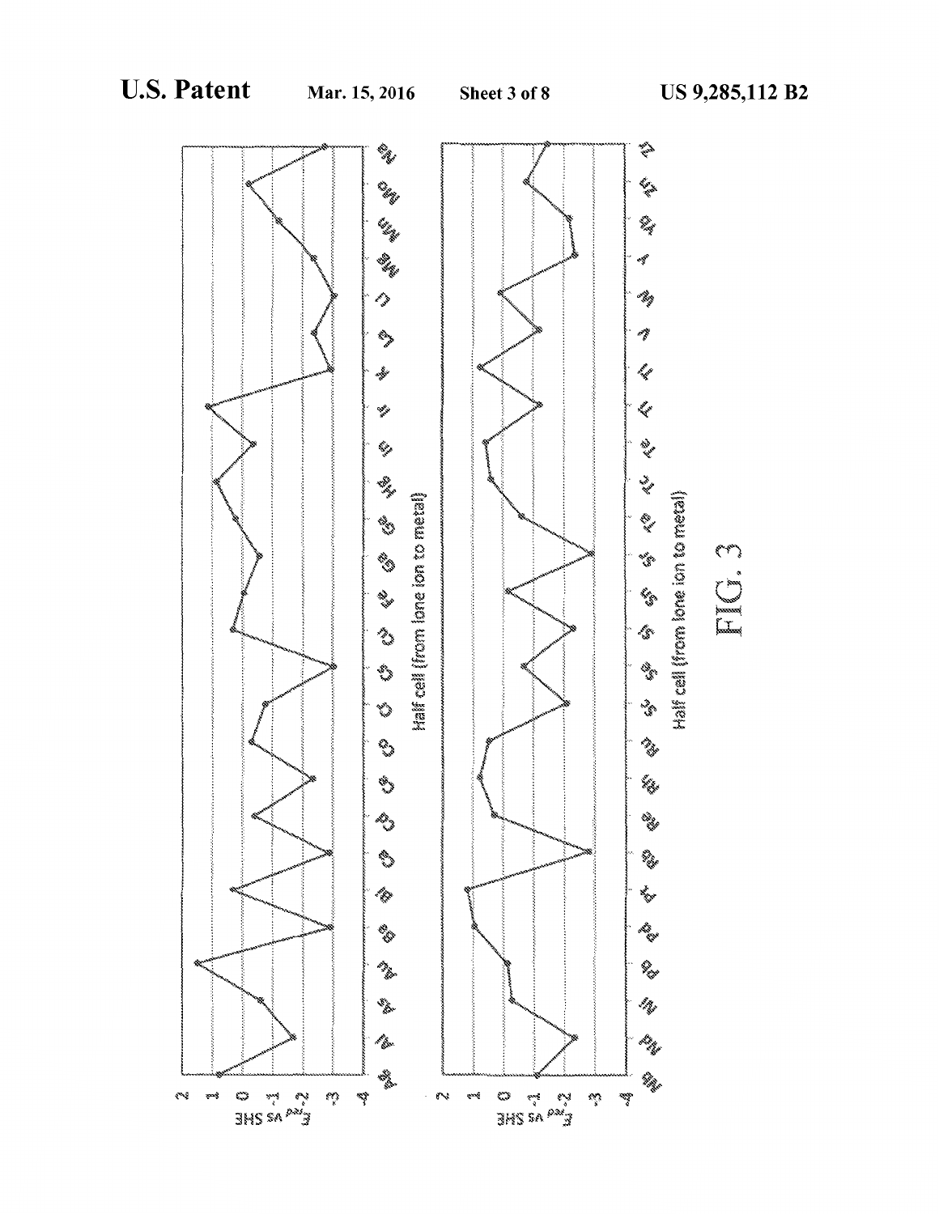FIG. 3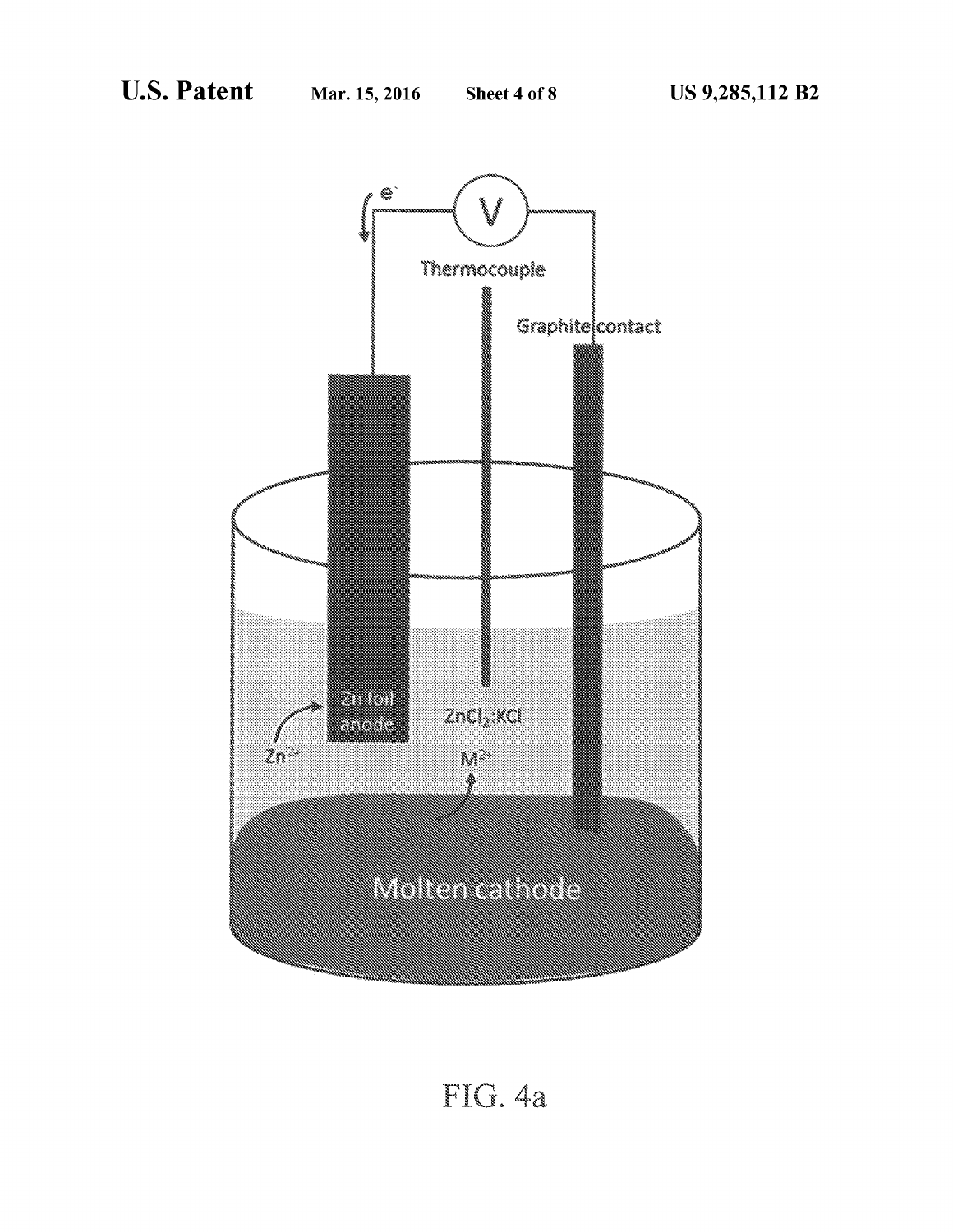e$^-$

V

Thermocouple

Graphite contact

Zn foil anode

$Zn^{2+}$

$ZnCl_2$:KCl

$M^{2+}$

Molten cathode

FIG. 4a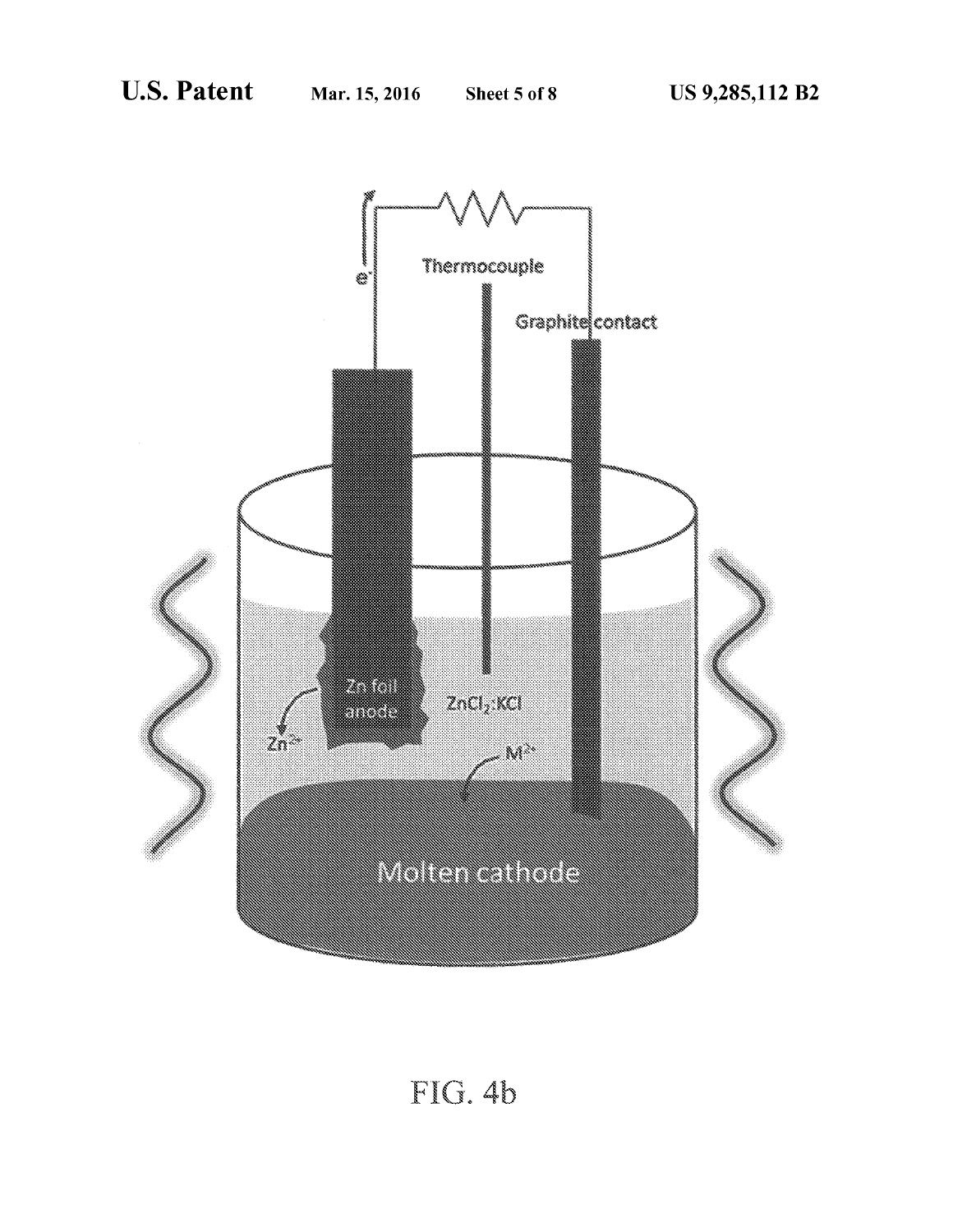FIG. 4b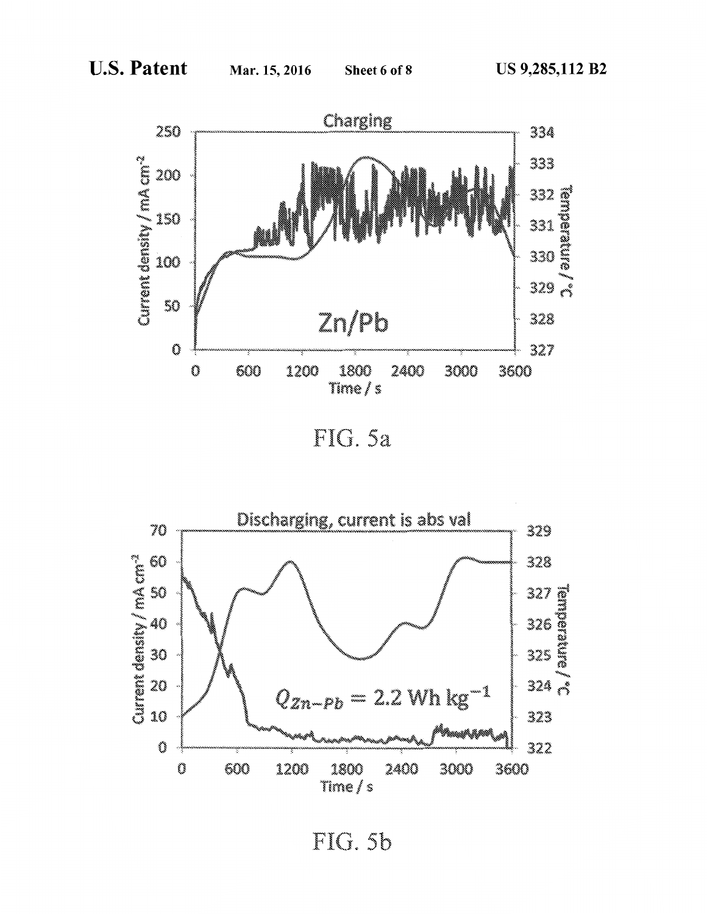FIG. 5a

FIG. 5b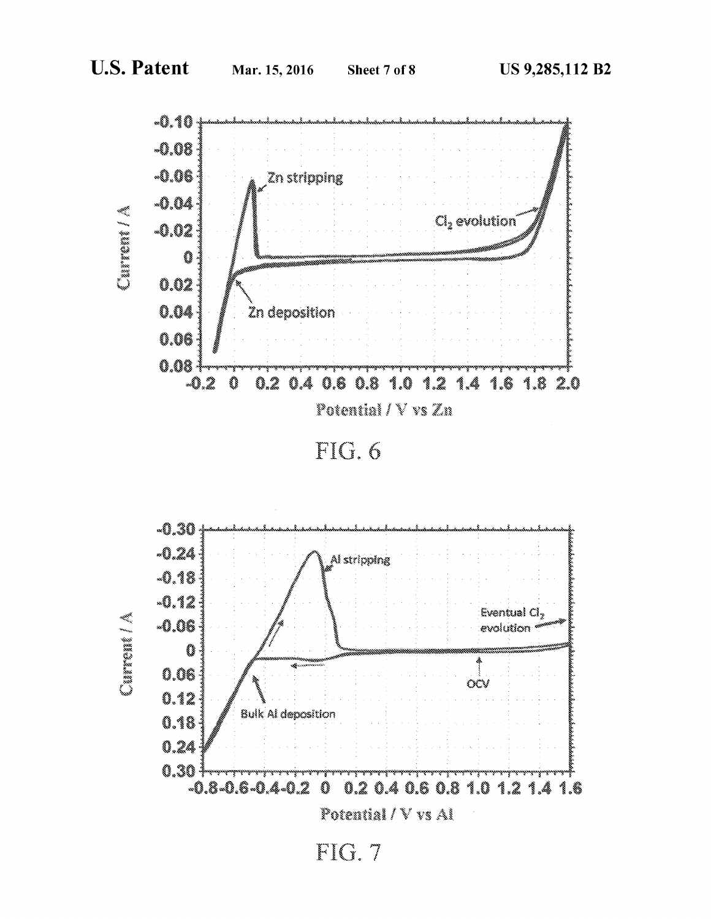FIG. 6

FIG. 7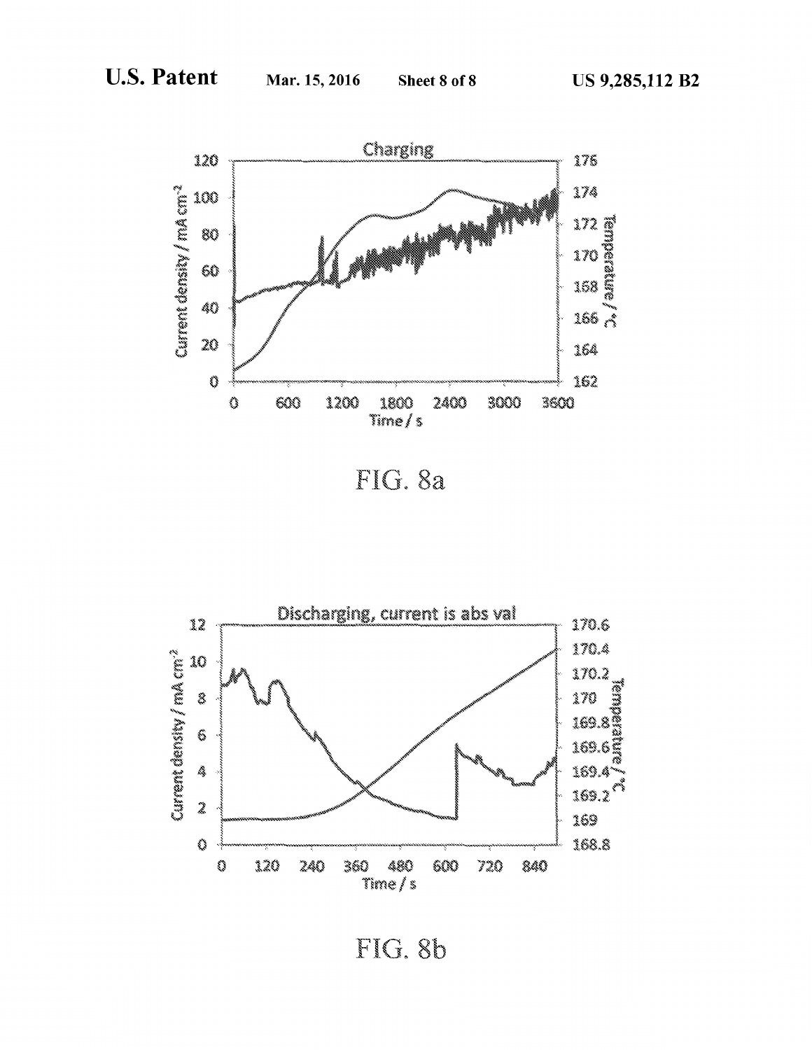FIG. 8a

FIG. 8b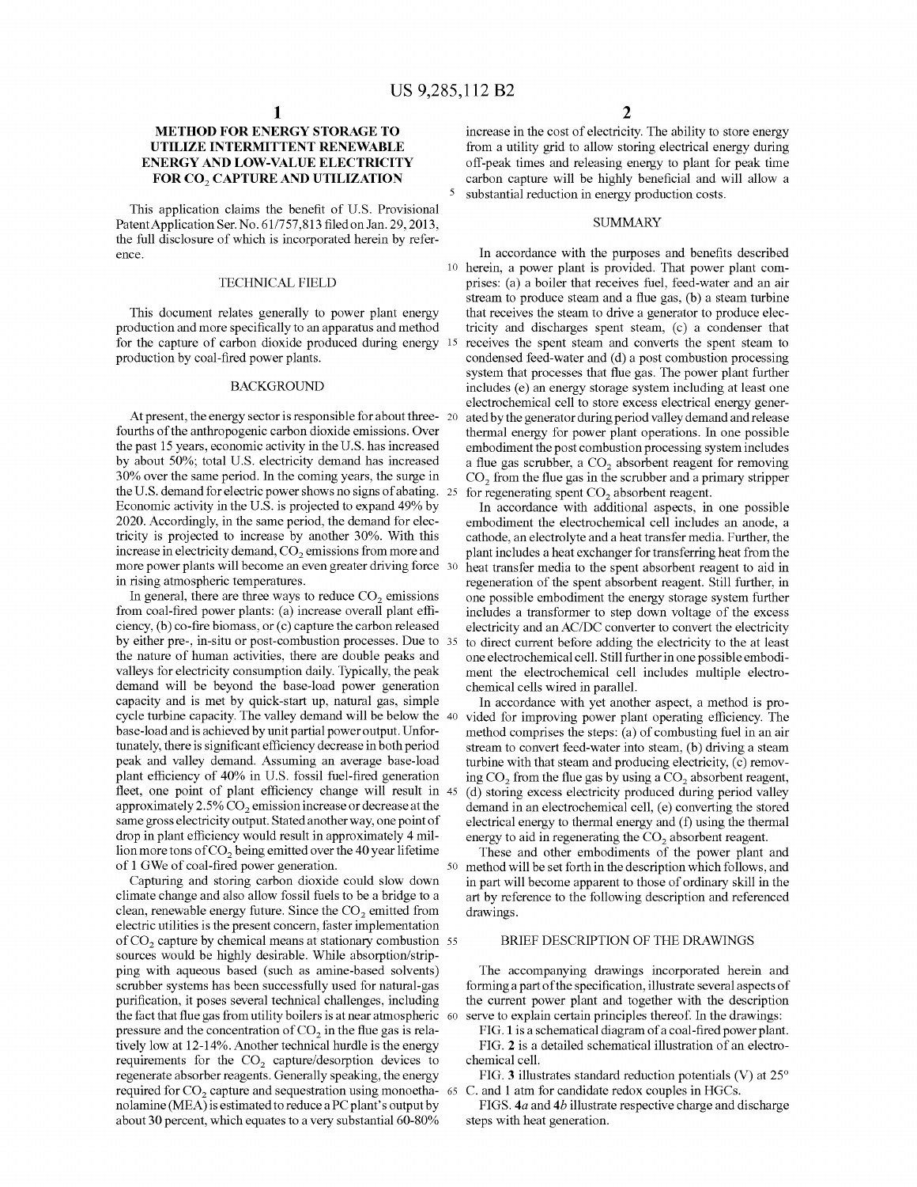## METHOD FOR ENERGY STORAGE TO UTILIZE INTERMITTENT RENEWABLE ENERGY AND LOW-VALUE ELECTRICITY FOR $CO_2$ CAPTURE AND UTILIZATION

This application claims the benefit of U.S. Provisional Patent Application Ser. No. 61/757,813 filed on Jan. 29, 2013, the full disclosure of which is incorporated herein by reference.

### TECHNICAL FIELD

This document relates generally to power plant energy production and more specifically to an apparatus and method for the capture of carbon dioxide produced during energy production by coal-fired power plants.

### BACKGROUND

At present, the energy sector is responsible for about three-fourths of the anthropogenic carbon dioxide emissions. Over the past 15 years, economic activity in the U.S. has increased by about 50%; total U.S. electricity demand has increased 30% over the same period. In the coming years, the surge in the U.S. demand for electric power shows no signs of abating. Economic activity in the U.S. is projected to expand 49% by 2020. Accordingly, in the same period, the demand for electricity is projected to increase by another 30%. With this increase in electricity demand, $CO_2$ emissions from more and more power plants will become an even greater driving force in rising atmospheric temperatures.

In general, there are three ways to reduce $CO_2$ emissions from coal-fired power plants: (a) increase overall plant efficiency, (b) co-fire biomass, or (c) capture the carbon released by either pre-, in-situ or post-combustion processes. Due to the nature of human activities, there are double peaks and valleys for electricity consumption daily. Typically, the peak demand will be beyond the base-load power generation capacity and is met by quick-start up, natural gas, simple cycle turbine capacity. The valley demand will be below the base-load and is achieved by unit partial power output. Unfortunately, there is significant efficiency decrease in both period peak and valley demand. Assuming an average base-load plant efficiency of 40% in U.S. fossil fuel-fired generation fleet, one point of plant efficiency change will result in approximately 2.5% $CO_2$ emission increase or decrease at the same gross electricity output. Stated another way, one point of drop in plant efficiency would result in approximately 4 million more tons of $CO_2$ being emitted over the 40 year lifetime of 1 GWe of coal-fired power generation.

Capturing and storing carbon dioxide could slow down climate change and also allow fossil fuels to be a bridge to a clean, renewable energy future. Since the $CO_2$ emitted from electric utilities is the present concern, faster implementation of $CO_2$ capture by chemical means at stationary combustion sources would be highly desirable. While absorption/stripping with aqueous based (such as amine-based solvents) scrubber systems has been successfully used for natural-gas purification, it poses several technical challenges, including the fact that flue gas from utility boilers is at near atmospheric pressure and the concentration of $CO_2$ in the flue gas is relatively low at 12-14%. Another technical hurdle is the energy requirements for the $CO_2$ capture/desorption devices to regenerate absorber reagents. Generally speaking, the energy required for $CO_2$ capture and sequestration using monoethanolamine (MEA) is estimated to reduce a PC plant's output by about 30 percent, which equates to a very substantial 60-80% increase in the cost of electricity. The ability to store energy from a utility grid to allow storing electrical energy during off-peak times and releasing energy to plant for peak time carbon capture will be highly beneficial and will allow a substantial reduction in energy production costs.

### SUMMARY

In accordance with the purposes and benefits described herein, a power plant is provided. That power plant comprises: (a) a boiler that receives fuel, feed-water and an air stream to produce steam and a flue gas, (b) a steam turbine that receives the steam to drive a generator to produce electricity and discharges spent steam, (c) a condenser that receives the spent steam and converts the spent steam to condensed feed-water and (d) a post combustion processing system that processes that flue gas. The power plant further includes (e) an energy storage system including at least one electrochemical cell to store excess electrical energy generated by the generator during period valley demand and release thermal energy for power plant operations. In one possible embodiment the post combustion processing system includes a flue gas scrubber, a $CO_2$ absorbent reagent for removing $CO_2$ from the flue gas in the scrubber and a primary stripper for regenerating spent $CO_2$ absorbent reagent.

In accordance with additional aspects, in one possible embodiment the electrochemical cell includes an anode, a cathode, an electrolyte and a heat transfer media. Further, the plant includes a heat exchanger for transferring heat from the heat transfer media to the spent absorbent reagent to aid in regeneration of the spent absorbent reagent. Still further, in one possible embodiment the energy storage system further includes a transformer to step down voltage of the excess electricity and an AC/DC converter to convert the electricity to direct current before adding the electricity to the at least one electrochemical cell. Still further in one possible embodiment the electrochemical cell includes multiple electrochemical cells wired in parallel.

In accordance with yet another aspect, a method is provided for improving power plant operating efficiency. The method comprises the steps: (a) of combusting fuel in an air stream to convert feed-water into steam, (b) driving a steam turbine with that steam and producing electricity, (c) removing $CO_2$ from the flue gas by using a $CO_2$ absorbent reagent, (d) storing excess electricity produced during period valley demand in an electrochemical cell, (e) converting the stored electrical energy to thermal energy and (f) using the thermal energy to aid in regenerating the $CO_2$ absorbent reagent.

These and other embodiments of the power plant and method will be set forth in the description which follows, and in part will become apparent to those of ordinary skill in the art by reference to the following description and referenced drawings.

### BRIEF DESCRIPTION OF THE DRAWINGS

The accompanying drawings incorporated herein and forming a part of the specification, illustrate several aspects of the current power plant and together with the description serve to explain certain principles thereof. In the drawings:

FIG. 1 is a schematical diagram of a coal-fired power plant.

FIG. 2 is a detailed schematical illustration of an electrochemical cell.

FIG. 3 illustrates standard reduction potentials (V) at 25° C. and 1 atm for candidate redox couples in HGCs.

FIGS. 4a and 4b illustrate respective charge and discharge steps with heat generation.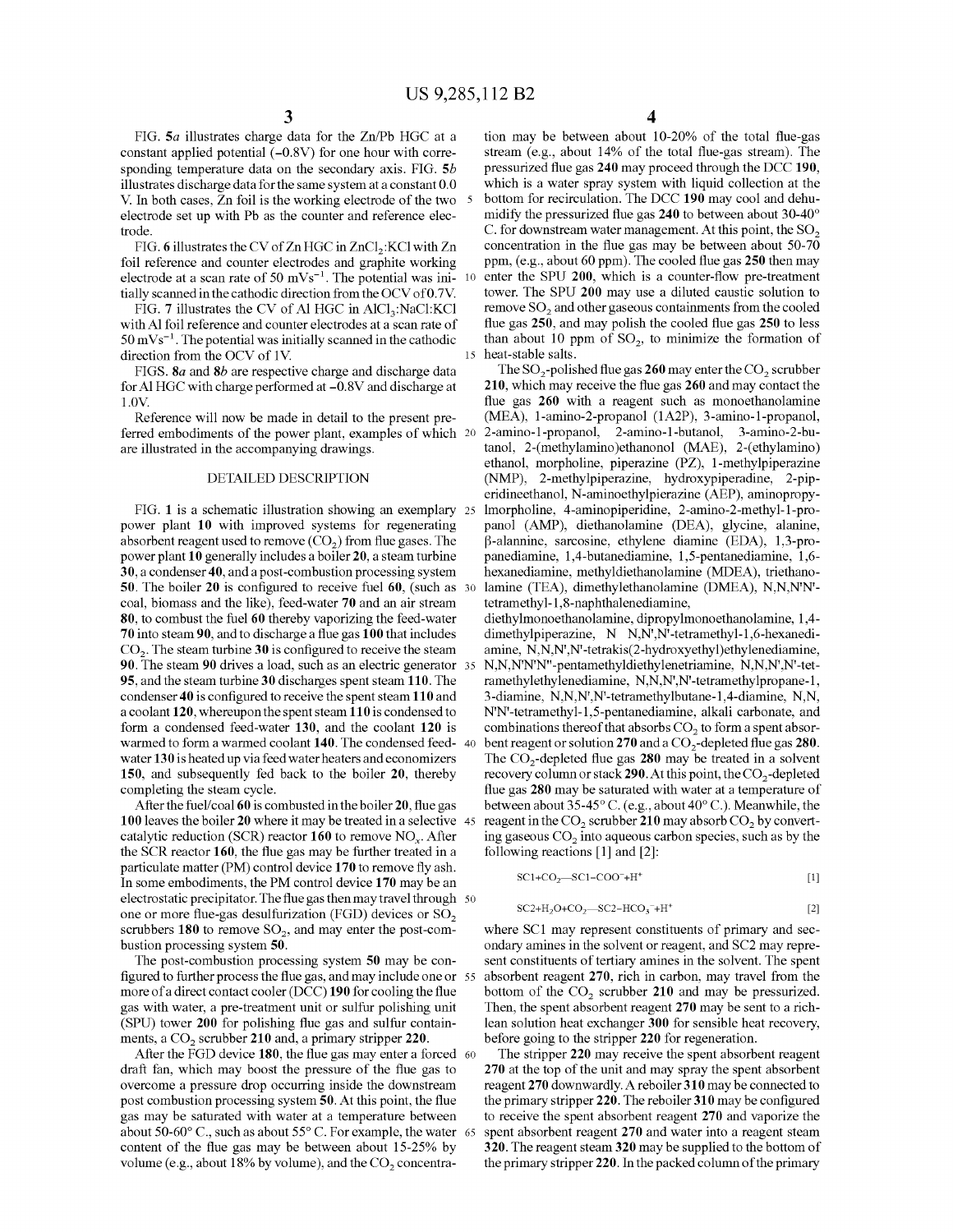FIG. 5*a* illustrates charge data for the Zn/Pb HGC at a constant applied potential (−0.8V) for one hour with corresponding temperature data on the secondary axis. FIG. 5*b* illustrates discharge data for the same system at a constant 0.0 V. In both cases, Zn foil is the working electrode of the two electrode set up with Pb as the counter and reference electrode.

FIG. 6 illustrates the CV of Zn HGC in $ZnCl_2$:KCl with Zn foil reference and counter electrodes and graphite working electrode at a scan rate of 50 $mVs^{-1}$. The potential was initially scanned in the cathodic direction from the OCV of 0.7V.

FIG. 7 illustrates the CV of Al HGC in $AlCl_3$:NaCl:KCl with Al foil reference and counter electrodes at a scan rate of 50 $mVs^{-1}$. The potential was initially scanned in the cathodic direction from the OCV of 1V.

FIGS. 8*a* and 8*b* are respective charge and discharge data for Al HGC with charge performed at −0.8V and discharge at 1.0V.

Reference will now be made in detail to the present preferred embodiments of the power plant, examples of which are illustrated in the accompanying drawings.

## DETAILED DESCRIPTION

FIG. 1 is a schematic illustration showing an exemplary power plant 10 with improved systems for regenerating absorbent reagent used to remove ($CO_2$) from flue gases. The power plant 10 generally includes a boiler 20, a steam turbine 30, a condenser 40, and a post-combustion processing system 50. The boiler 20 is configured to receive fuel 60, (such as coal, biomass and the like), feed-water 70 and an air stream 80, to combust the fuel 60 thereby vaporizing the feed-water 70 into steam 90, and to discharge a flue gas 100 that includes $CO_2$. The steam turbine 30 is configured to receive the steam 90. The steam 90 drives a load, such as an electric generator 95, and the steam turbine 30 discharges spent steam 110. The condenser 40 is configured to receive the spent steam 110 and a coolant 120, whereupon the spent steam 110 is condensed to form a condensed feed-water 130, and the coolant 120 is warmed to form a warmed coolant 140. The condensed feed-water 130 is heated up via feed water heaters and economizers 150, and subsequently fed back to the boiler 20, thereby completing the steam cycle.

After the fuel/coal 60 is combusted in the boiler 20, flue gas 100 leaves the boiler 20 where it may be treated in a selective catalytic reduction (SCR) reactor 160 to remove $NO_x$. After the SCR reactor 160, the flue gas may be further treated in a particulate matter (PM) control device 170 to remove fly ash. In some embodiments, the PM control device 170 may be an electrostatic precipitator. The flue gas then may travel through one or more flue-gas desulfurization (FGD) devices or $SO_2$ scrubbers 180 to remove $SO_2$, and may enter the post-combustion processing system 50.

The post-combustion processing system 50 may be configured to further process the flue gas, and may include one or more of a direct contact cooler (DCC) 190 for cooling the flue gas with water, a pre-treatment unit or sulfur polishing unit (SPU) tower 200 for polishing flue gas and sulfur containments, a $CO_2$ scrubber 210 and, a primary stripper 220.

After the FGD device 180, the flue gas may enter a forced draft fan, which may boost the pressure of the flue gas to overcome a pressure drop occurring inside the downstream post combustion processing system 50. At this point, the flue gas may be saturated with water at a temperature between about 50-60° C., such as about 55° C. For example, the water content of the flue gas may be between about 15-25% by volume (e.g., about 18% by volume), and the $CO_2$ concentration may be between about 10-20% of the total flue-gas stream (e.g., about 14% of the total flue-gas stream). The pressurized flue gas 240 may proceed through the DCC 190, which is a water spray system with liquid collection at the bottom for recirculation. The DCC 190 may cool and dehumidify the pressurized flue gas 240 to between about 30-40° C. for downstream water management. At this point, the $SO_2$ concentration in the flue gas may be between about 50-70 ppm, (e.g., about 60 ppm). The cooled flue gas 250 then may enter the SPU 200, which is a counter-flow pre-treatment tower. The SPU 200 may use a diluted caustic solution to remove $SO_2$ and other gaseous containments from the cooled flue gas 250, and may polish the cooled flue gas 250 to less than about 10 ppm of $SO_2$, to minimize the formation of heat-stable salts.

The $SO_2$-polished flue gas 260 may enter the $CO_2$ scrubber 210, which may receive the flue gas 260 and may contact the flue gas 260 with a reagent such as monoethanolamine (MEA), 1-amino-2-propanol (1A2P), 3-amino-1-propanol, 2-amino-1-propanol, 2-amino-1-butanol, 3-amino-2-butanol, 2-(methylamino)ethanonol (MAE), 2-(ethylamino) ethanol, morpholine, piperazine (PZ), 1-methylpiperazine (NMP), 2-methylpiperazine, hydroxypiperadine, 2-piperidineethanol, N-aminoethylpierazine (AEP), aminopropylmorpholine, 4-aminopiperidine, 2-amino-2-methyl-1-propanol (AMP), diethanolamine (DEA), glycine, alanine, β-alannine, sarcosine, ethylene diamine (EDA), 1,3-propanediamine, 1,4-butanediamine, 1,5-pentanediamine, 1,6-hexanediamine, methyldiethanolamine (MDEA), triethanolamine (TEA), dimethylethanolamine (DMEA), N,N,N'N'-tetramethyl-1,8-naphthalenediamine, diethylmonoethanolamine, dipropylmonoethanolamine, 1,4-dimethylpiperazine, N N,N',N'-tetramethyl-1,6-hexanediamine, N,N,N',N'-tetrakis(2-hydroxyethyl)ethylenediamine, N,N,N'N'N''-pentamethyldiethylenetriamine, N,N,N',N'-tetramethylethylenediamine, N,N,N',N'-tetramethylpropane-1, 3-diamine, N,N,N',N'-tetramethylbutane-1,4-diamine, N,N, N'N'-tetramethyl-1,5-pentanediamine, alkali carbonate, and combinations thereof that absorbs $CO_2$ to form a spent absorbent reagent or solution 270 and a $CO_2$-depleted flue gas 280. The $CO_2$-depleted flue gas 280 may be treated in a solvent recovery column or stack 290. At this point, the $CO_2$-depleted flue gas 280 may be saturated with water at a temperature of between about 35-45° C. (e.g., about 40° C.). Meanwhile, the reagent in the $CO_2$ scrubber 210 may absorb $CO_2$ by converting gaseous $CO_2$ into aqueous carbon species, such as by the following reactions [1] and [2]:

$$SC1+CO_2\text{—}SC1\text{–}COO^-+H^+ \quad [1]$$

$$SC2+H_2O+CO_2\text{—}SC2\text{–}HCO_3^-+H^+ \quad [2]$$

where SC1 may represent constituents of primary and secondary amines in the solvent or reagent, and SC2 may represent constituents of tertiary amines in the solvent. The spent absorbent reagent 270, rich in carbon, may travel from the bottom of the $CO_2$ scrubber 210 and may be pressurized. Then, the spent absorbent reagent 270 may be sent to a rich-lean solution heat exchanger 300 for sensible heat recovery, before going to the stripper 220 for regeneration.

The stripper 220 may receive the spent absorbent reagent 270 at the top of the unit and may spray the spent absorbent reagent 270 downwardly. A reboiler 310 may be connected to the primary stripper 220. The reboiler 310 may be configured to receive the spent absorbent reagent 270 and vaporize the spent absorbent reagent 270 and water into a reagent steam 320. The reagent steam 320 may be supplied to the bottom of the primary stripper 220. In the packed column of the primary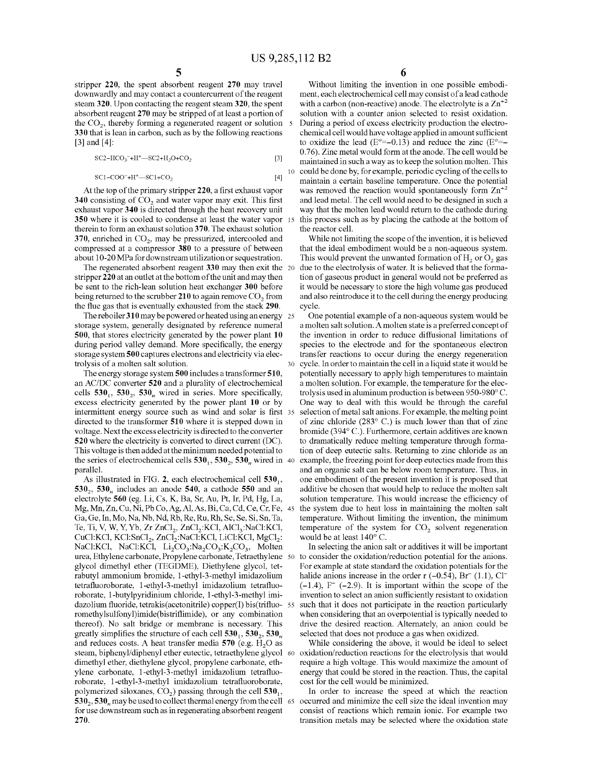stripper 220, the spent absorbent reagent 270 may travel downwardly and may contact a countercurrent of the reagent steam 320. Upon contacting the reagent steam 320, the spent absorbent reagent 270 may be stripped of at least a portion of the $CO_2$, thereby forming a regenerated reagent or solution 330 that is lean in carbon, such as by the following reactions [3] and [4]:

$$SC2\text{-}HCO_3^- + H^+ \text{—} SC2 + H_2O + CO_2 \qquad [3]$$

$$SC1\text{-}COO^- + H^+ \text{—} SC1 + CO_2 \qquad [4]$$

At the top of the primary stripper 220, a first exhaust vapor 340 consisting of $CO_2$ and water vapor may exit. This first exhaust vapor 340 is directed through the heat recovery unit 350 where it is cooled to condense at least the water vapor therein to form an exhaust solution 370. The exhaust solution 370, enriched in $CO_2$, may be pressurized, intercooled and compressed at a compressor 380 to a pressure of between about 10-20 MPa for downstream utilization or sequestration.

The regenerated absorbent reagent 330 may then exit the stripper 220 at an outlet at the bottom of the unit and may then be sent to the rich-lean solution heat exchanger 300 before being returned to the scrubber 210 to again remove $CO_2$ from the flue gas that is eventually exhausted from the stack 290.

The reboiler 310 may be powered or heated using an energy storage system, generally designated by reference numeral 500, that stores electricity generated by the power plant 10 during period valley demand. More specifically, the energy storage system 500 captures electrons and electricity via electrolysis of a molten salt solution.

The energy storage system 500 includes a transformer 510, an AC/DC converter 520 and a plurality of electrochemical cells $530_1$, $530_2$, $530_n$ wired in series. More specifically, excess electricity generated by the power plant 10 or by intermittent energy source such as wind and solar is first directed to the transformer 510 where it is stepped down in voltage. Next the excess electricity is directed to the converter 520 where the electricity is converted to direct current (DC). This voltage is then added at the minimum needed potential to the series of electrochemical cells $530_1$, $530_2$, $530_n$ wired in parallel.

As illustrated in FIG. 2, each electrochemical cell $530_1$, $530_2$, $530_n$ includes an anode 540, a cathode 550 and an electrolyte 560 (eg. Li, Cs, K, Ba, Sr, Au, Pt, Ir, Pd, Hg, La, Mg, Mn, Zn, Cu, Ni, Pb Co, Ag, Al, As, Bi, Ca, Cd, Ce, Cr, Fe, Ga, Ge, In, Mo, Na, Nb, Nd, Rb, Re, Ru, Rh, Sc, Se, Si, Sn, Ta, Te, Ti, V, W, Y, Yb, Zr $ZnCl_2$, $ZnCl_2$:KCl, $AlCl_3$:NaCl:KCl, CuCl:KCl, KCl:$SnCl_2$, $ZnCl_2$:NaCl:KCl, LiCl:KCl, $MgCl_2$:NaCl:KCl, NaCl:KCl, $Li_2CO_3$:$Na_2CO_3$:$K_2CO_3$, Molten urea, Ethylene carbonate, Propylene carbonate, Tetraethylene glycol dimethyl ether (TEGDME), Diethylene glycol, tetrabutyl ammonium bromide, 1-ethyl-3-methyl imidazolium tetrafluoroborate, 1-ethyl-3-methyl imidazolium tetrafluoroborate, 1-butylpyridinium chloride, 1-ethyl-3-methyl imidazolium fluoride, tetrakis(acetonitrile) copper(I) bis(trifluoromethylsulfonyl)imide(bistriflimide), or any combination thereof). No salt bridge or membrane is necessary. This greatly simplifies the structure of each cell $530_1$, $530_2$, $530_n$ and reduces costs. A heat transfer media 570 (e.g. $H_2O$ as steam, biphenyl/diphenyl ether eutectic, tetraethylene glycol dimethyl ether, diethylene glycol, propylene carbonate, ethylene carbonate, 1-ethyl-3-methyl imidazolium tetrafluoroborate, 1-ethyl-3-methyl imidazolium tetrafluoroborate, polymerized siloxanes, $CO_2$) passing through the cell $530_1$, $530_2$, $530_n$ may be used to collect thermal energy from the cell for use downstream such as in regenerating absorbent reagent 270.

Without limiting the invention in one possible embodiment, each electrochemical cell may consist of a lead cathode with a carbon (non-reactive) anode. The electrolyte is a $Zn^{+2}$ solution with a counter anion selected to resist oxidation. During a period of excess electricity production the electrochemical cell would have voltage applied in amount sufficient to oxidize the lead ($E^o$=−0.13) and reduce the zinc ($E^o$=−0.76). Zinc metal would form at the anode. The cell would be maintained in such a way as to keep the solution molten. This could be done by, for example, periodic cycling of the cells to maintain a certain baseline temperature. Once the potential was removed the reaction would spontaneously form $Zn^{+2}$ and lead metal. The cell would need to be designed in such a way that the molten lead would return to the cathode during this process such as by placing the cathode at the bottom of the reactor cell.

While not limiting the scope of the invention, it is believed that the ideal embodiment would be a non-aqueous system. This would prevent the unwanted formation of $H_2$ or $O_2$ gas due to the electrolysis of water. It is believed that the formation of gaseous product in general would not be preferred as it would be necessary to store the high volume gas produced and also reintroduce it to the cell during the energy producing cycle.

One potential example of a non-aqueous system would be a molten salt solution. A molten state is a preferred concept of the invention in order to reduce diffusional limitations of species to the electrode and for the spontaneous electron transfer reactions to occur during the energy regeneration cycle. In order to maintain the cell in a liquid state it would be potentially necessary to apply high temperatures to maintain a molten solution. For example, the temperature for the electrolysis used in aluminum production is between 950-980° C. One way to deal with this would be through the careful selection of metal salt anions. For example, the melting point of zinc chloride (283° C.) is much lower than that of zinc bromide (394° C.). Furthermore, certain additives are known to dramatically reduce melting temperature through formation of deep eutectic salts. Returning to zinc chloride as an example, the freezing point for deep eutectics made from this and an organic salt can be below room temperature. Thus, in one embodiment of the present invention it is proposed that additive be chosen that would help to reduce the molten salt solution temperature. This would increase the efficiency of the system due to heat loss in maintaining the molten salt temperature. Without limiting the invention, the minimum temperature of the system for $CO_2$ solvent regeneration would be at least 140° C.

In selecting the anion salt or additives it will be important to consider the oxidation/reduction potential for the anions. For example at state standard the oxidation potentials for the halide anions increase in the order r (−0.54), $Br^-$ (1.1), $Cl^-$ (−1.4), $F^-$ (−2.9). It is important within the scope of the invention to select an anion sufficiently resistant to oxidation such that it does not participate in the reaction particularly when considering that an overpotential is typically needed to drive the desired reaction. Alternately, an anion could be selected that does not produce a gas when oxidized.

While considering the above, it would be ideal to select oxidation/reduction reactions for the electrolysis that would require a high voltage. This would maximize the amount of energy that could be stored in the reaction. Thus, the capital cost for the cell would be minimized.

In order to increase the speed at which the reaction occurred and minimize the cell size the ideal invention may consist of reactions which remain ionic. For example two transition metals may be selected where the oxidation state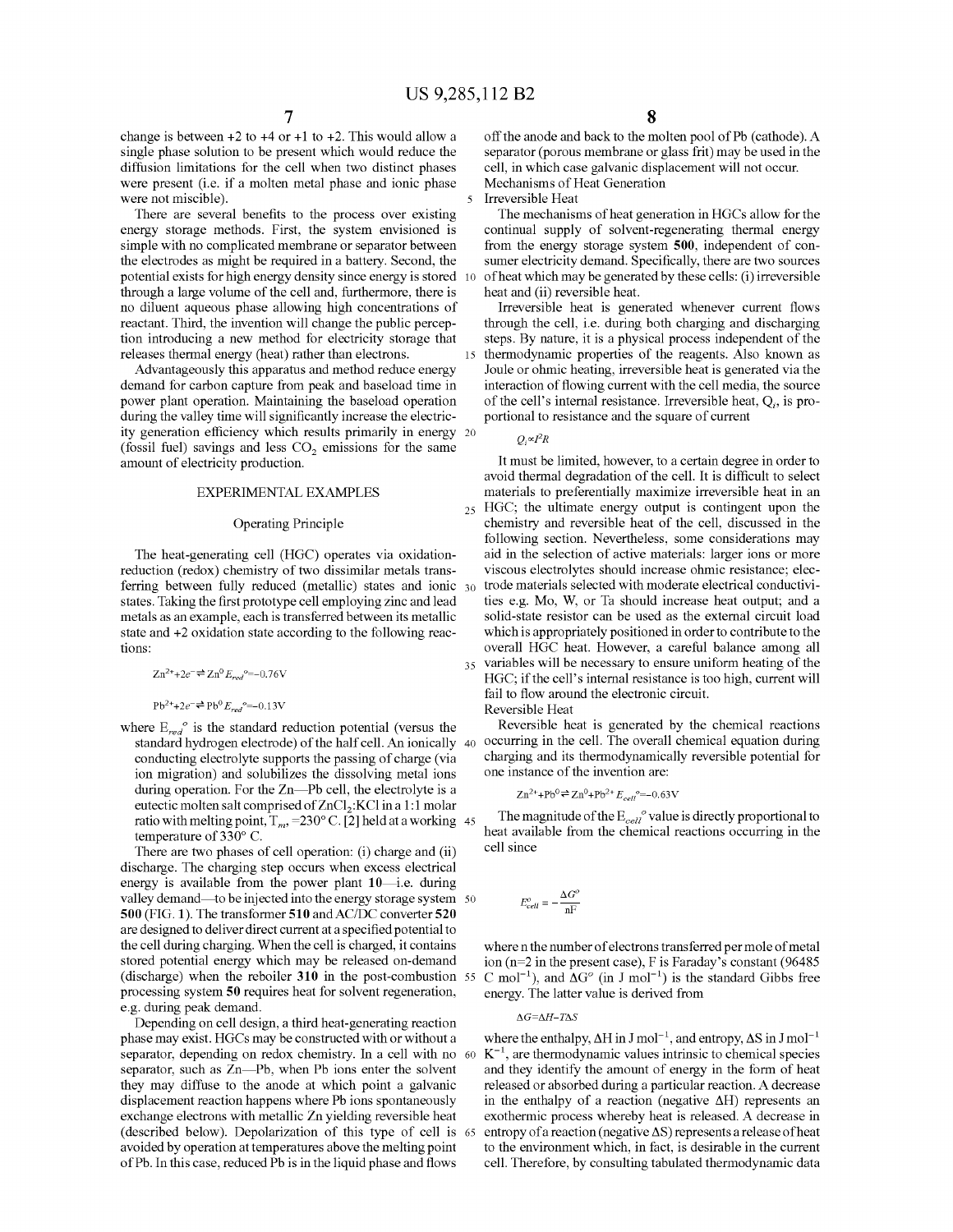change is between +2 to +4 or +1 to +2. This would allow a single phase solution to be present which would reduce the diffusion limitations for the cell when two distinct phases were present (i.e. if a molten metal phase and ionic phase were not miscible).

There are several benefits to the process over existing energy storage methods. First, the system envisioned is simple with no complicated membrane or separator between the electrodes as might be required in a battery. Second, the potential exists for high energy density since energy is stored through a large volume of the cell and, furthermore, there is no diluent aqueous phase allowing high concentrations of reactant. Third, the invention will change the public perception introducing a new method for electricity storage that releases thermal energy (heat) rather than electrons.

Advantageously this apparatus and method reduce energy demand for carbon capture from peak and baseload time in power plant operation. Maintaining the baseload operation during the valley time will significantly increase the electricity generation efficiency which results primarily in energy (fossil fuel) savings and less $CO_2$ emissions for the same amount of electricity production.

## EXPERIMENTAL EXAMPLES

### Operating Principle

The heat-generating cell (HGC) operates via oxidation-reduction (redox) chemistry of two dissimilar metals transferring between fully reduced (metallic) states and ionic states. Taking the first prototype cell employing zinc and lead metals as an example, each is transferred between its metallic state and +2 oxidation state according to the following reactions:

$$Zn^{2+}+2e^- \rightleftharpoons Zn^0 \quad E_{red}^{o}=-0.76\text{V}$$

$$Pb^{2+}+2e^- \rightleftharpoons Pb^0 \quad E_{red}^{o}=-0.13\text{V}$$

where $E_{red}^{o}$ is the standard reduction potential (versus the standard hydrogen electrode) of the half cell. An ionically conducting electrolyte supports the passing of charge (via ion migration) and solubilizes the dissolving metal ions during operation. For the Zn—Pb cell, the electrolyte is a eutectic molten salt comprised of $ZnCl_2$:KCl in a 1:1 molar ratio with melting point, $T_m$, =230° C. [2] held at a working temperature of 330° C.

There are two phases of cell operation: (i) charge and (ii) discharge. The charging step occurs when excess electrical energy is available from the power plant **10**—i.e. during valley demand—to be injected into the energy storage system **500** (FIG. **1**). The transformer **510** and AC/DC converter **520** are designed to deliver direct current at a specified potential to the cell during charging. When the cell is charged, it contains stored potential energy which may be released on-demand (discharge) when the reboiler **310** in the post-combustion processing system **50** requires heat for solvent regeneration, e.g. during peak demand.

Depending on cell design, a third heat-generating reaction phase may exist. HGCs may be constructed with or without a separator, depending on redox chemistry. In a cell with no separator, such as Zn—Pb, when Pb ions enter the solvent they may diffuse to the anode at which point a galvanic displacement reaction happens where Pb ions spontaneously exchange electrons with metallic Zn yielding reversible heat (described below). Depolarization of this type of cell is avoided by operation at temperatures above the melting point of Pb. In this case, reduced Pb is in the liquid phase and flows off the anode and back to the molten pool of Pb (cathode). A separator (porous membrane or glass frit) may be used in the cell, in which case galvanic displacement will not occur.

### Mechanisms of Heat Generation

#### Irreversible Heat

The mechanisms of heat generation in HGCs allow for the continual supply of solvent-regenerating thermal energy from the energy storage system **500**, independent of consumer electricity demand. Specifically, there are two sources of heat which may be generated by these cells: (i) irreversible heat and (ii) reversible heat.

Irreversible heat is generated whenever current flows through the cell, i.e. during both charging and discharging steps. By nature, it is a physical process independent of the thermodynamic properties of the reagents. Also known as Joule or ohmic heating, irreversible heat is generated via the interaction of flowing current with the cell media, the source of the cell's internal resistance. Irreversible heat, $Q_i$, is proportional to resistance and the square of current

$$Q_i \propto I^2R$$

It must be limited, however, to a certain degree in order to avoid thermal degradation of the cell. It is difficult to select materials to preferentially maximize irreversible heat in an HGC; the ultimate energy output is contingent upon the chemistry and reversible heat of the cell, discussed in the following section. Nevertheless, some considerations may aid in the selection of active materials: larger ions or more viscous electrolytes should increase ohmic resistance; electrode materials selected with moderate electrical conductivities e.g. Mo, W, or Ta should increase heat output; and a solid-state resistor can be used as the external circuit load which is appropriately positioned in order to contribute to the overall HGC heat. However, a careful balance among all variables will be necessary to ensure uniform heating of the HGC; if the cell's internal resistance is too high, current will fail to flow around the electronic circuit.

#### Reversible Heat

Reversible heat is generated by the chemical reactions occurring in the cell. The overall chemical equation during charging and its thermodynamically reversible potential for one instance of the invention are:

$$Zn^{2+}+Pb^0 \rightleftharpoons Zn^0+Pb^{2+} \quad E_{cell}^{o}=-0.63\text{V}$$

The magnitude of the $E_{cell}^{o}$ value is directly proportional to heat available from the chemical reactions occurring in the cell since

$$E_{cell}^{o} = -\frac{\Delta G^o}{nF}$$

where n the number of electrons transferred per mole of metal ion (n=2 in the present case), F is Faraday's constant (96485 C $mol^{-1}$), and $\Delta G^o$ (in J $mol^{-1}$) is the standard Gibbs free energy. The latter value is derived from

$$\Delta G = \Delta H - T\Delta S$$

where the enthalpy, ΔH in J $mol^{-1}$, and entropy, ΔS in J $mol^{-1}$ $K^{-1}$, are thermodynamic values intrinsic to chemical species and they identify the amount of energy in the form of heat released or absorbed during a particular reaction. A decrease in the enthalpy of a reaction (negative ΔH) represents an exothermic process whereby heat is released. A decrease in entropy of a reaction (negative ΔS) represents a release of heat to the environment which, in fact, is desirable in the current cell. Therefore, by consulting tabulated thermodynamic data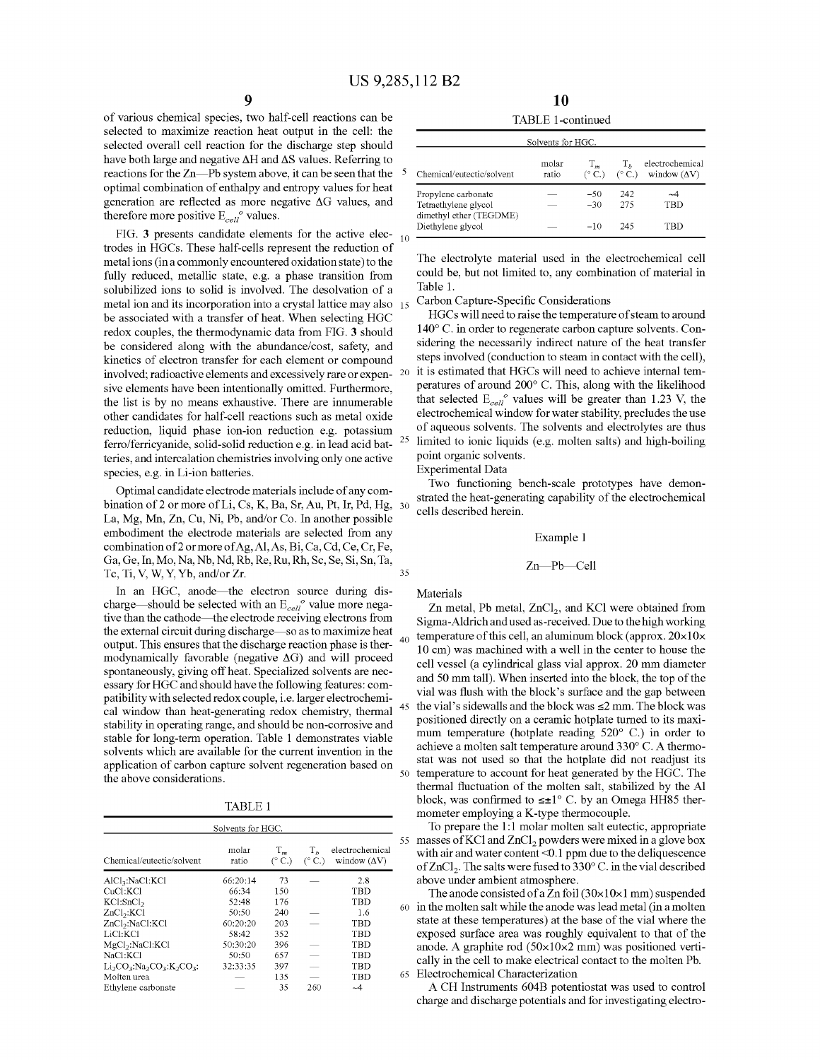of various chemical species, two half-cell reactions can be selected to maximize reaction heat output in the cell: the selected overall cell reaction for the discharge step should have both large and negative ΔH and ΔS values. Referring to reactions for the Zn—Pb system above, it can be seen that the optimal combination of enthalpy and entropy values for heat generation are reflected as more negative ΔG values, and therefore more positive $E_{cell}^{o}$ values.

FIG. 3 presents candidate elements for the active electrodes in HGCs. These half-cells represent the reduction of metal ions (in a commonly encountered oxidation state) to the fully reduced, metallic state, e.g. a phase transition from solubilized ions to solid is involved. The desolvation of a metal ion and its incorporation into a crystal lattice may also be associated with a transfer of heat. When selecting HGC redox couples, the thermodynamic data from FIG. 3 should be considered along with the abundance/cost, safety, and kinetics of electron transfer for each element or compound involved; radioactive elements and excessively rare or expensive elements have been intentionally omitted. Furthermore, the list is by no means exhaustive. There are innumerable other candidates for half-cell reactions such as metal oxide reduction, liquid phase ion-ion reduction e.g. potassium ferro/ferricyanide, solid-solid reduction e.g. in lead acid batteries, and intercalation chemistries involving only one active species, e.g. in Li-ion batteries.

Optimal candidate electrode materials include of any combination of 2 or more of Li, Cs, K, Ba, Sr, Au, Pt, Ir, Pd, Hg, La, Mg, Mn, Zn, Cu, Ni, Pb, and/or Co. In another possible embodiment the electrode materials are selected from any combination of 2 or more of Ag, Al, As, Bi, Ca, Cd, Ce, Cr, Fe, Ga, Ge, In, Mo, Na, Nb, Nd, Rb, Re, Ru, Rh, Sc, Se, Si, Sn, Ta, Tc, Ti, V, W, Y, Yb, and/or Zr.

In an HGC, anode—the electron source during discharge—should be selected with an $E_{cell}^{o}$ value more negative than the cathode—the electrode receiving electrons from the external circuit during discharge—so as to maximize heat output. This ensures that the discharge reaction phase is thermodynamically favorable (negative ΔG) and will proceed spontaneously, giving off heat. Specialized solvents are necessary for HGC and should have the following features: compatibility with selected redox couple, i.e. larger electrochemical window than heat-generating redox chemistry, thermal stability in operating range, and should be non-corrosive and stable for long-term operation. Table 1 demonstrates viable solvents which are available for the current invention in the application of carbon capture solvent regeneration based on the above considerations.

TABLE 1

Solvents for HGC.

| Chemical/eutectic/solvent | molar ratio | $T_m$ (° C.) | $T_b$ (° C.) | electrochemical window (ΔV) |
|---|---|---|---|---|
| $AlCl_3$:NaCl:KCl | 66:20:14 | 73 | — | 2.8 |
| CuCl:KCl | 66:34 | 150 | | TBD |
| $KCl$:$SnCl_2$ | 52:48 | 176 | | TBD |
| $ZnCl_2$:KCl | 50:50 | 240 | — | 1.6 |
| $ZnCl_2$:NaCl:KCl | 60:20:20 | 203 | — | TBD |
| LiCl:KCl | 58:42 | 352 | | TBD |
| $MgCl_2$:NaCl:KCl | 50:30:20 | 396 | — | TBD |
| NaCl:KCl | 50:50 | 657 | — | TBD |
| $Li_2CO_3$:$Na_2CO_3$:$K_2CO_3$: | 32:33:35 | 397 | — | TBD |
| Molten urea | — | 135 | — | TBD |
| Ethylene carbonate | — | 35 | 260 | ~4 |
| Propylene carbonate | — | −50 | 242 | ~4 |
| Tetraethylene glycol dimethyl ether (TEGDME) | — | −30 | 275 | TBD |
| Diethylene glycol | — | −10 | 245 | TBD |

The electrolyte material used in the electrochemical cell could be, but not limited to, any combination of material in Table 1.

Carbon Capture-Specific Considerations

HGCs will need to raise the temperature of steam to around 140° C. in order to regenerate carbon capture solvents. Considering the necessarily indirect nature of the heat transfer steps involved (conduction to steam in contact with the cell), it is estimated that HGCs will need to achieve internal temperatures of around 200° C. This, along with the likelihood that selected $E_{cell}^{o}$ values will be greater than 1.23 V, the electrochemical window for water stability, precludes the use of aqueous solvents. The solvents and electrolytes are thus limited to ionic liquids (e.g. molten salts) and high-boiling point organic solvents.

Experimental Data

Two functioning bench-scale prototypes have demonstrated the heat-generating capability of the electrochemical cells described herein.

## Example 1

### Zn—Pb—Cell

Materials

Zn metal, Pb metal, $ZnCl_2$, and KCl were obtained from Sigma-Aldrich and used as-received. Due to the high working temperature of this cell, an aluminum block (approx. 20×10×10 cm) was machined with a well in the center to house the cell vessel (a cylindrical glass vial approx. 20 mm diameter and 50 mm tall). When inserted into the block, the top of the vial was flush with the block's surface and the gap between the vial's sidewalls and the block was ≤2 mm. The block was positioned directly on a ceramic hotplate turned to its maximum temperature (hotplate reading 520° C.) in order to achieve a molten salt temperature around 330° C. A thermostat was not used so that the hotplate did not readjust its temperature to account for heat generated by the HGC. The thermal fluctuation of the molten salt, stabilized by the Al block, was confirmed to ≤±1° C. by an Omega HH85 thermometer employing a K-type thermocouple.

To prepare the 1:1 molar molten salt eutectic, appropriate masses of KCl and $ZnCl_2$ powders were mixed in a glove box with air and water content <0.1 ppm due to the deliquescence of $ZnCl_2$. The salts were fused to 330° C. in the vial described above under ambient atmosphere.

The anode consisted of a Zn foil (30×10×1 mm) suspended in the molten salt while the anode was lead metal (in a molten state at these temperatures) at the base of the vial where the exposed surface area was roughly equivalent to that of the anode. A graphite rod (50×10×2 mm) was positioned vertically in the cell to make electrical contact to the molten Pb.

Electrochemical Characterization

A CH Instruments 604B potentiostat was used to control charge and discharge potentials and for investigating electro-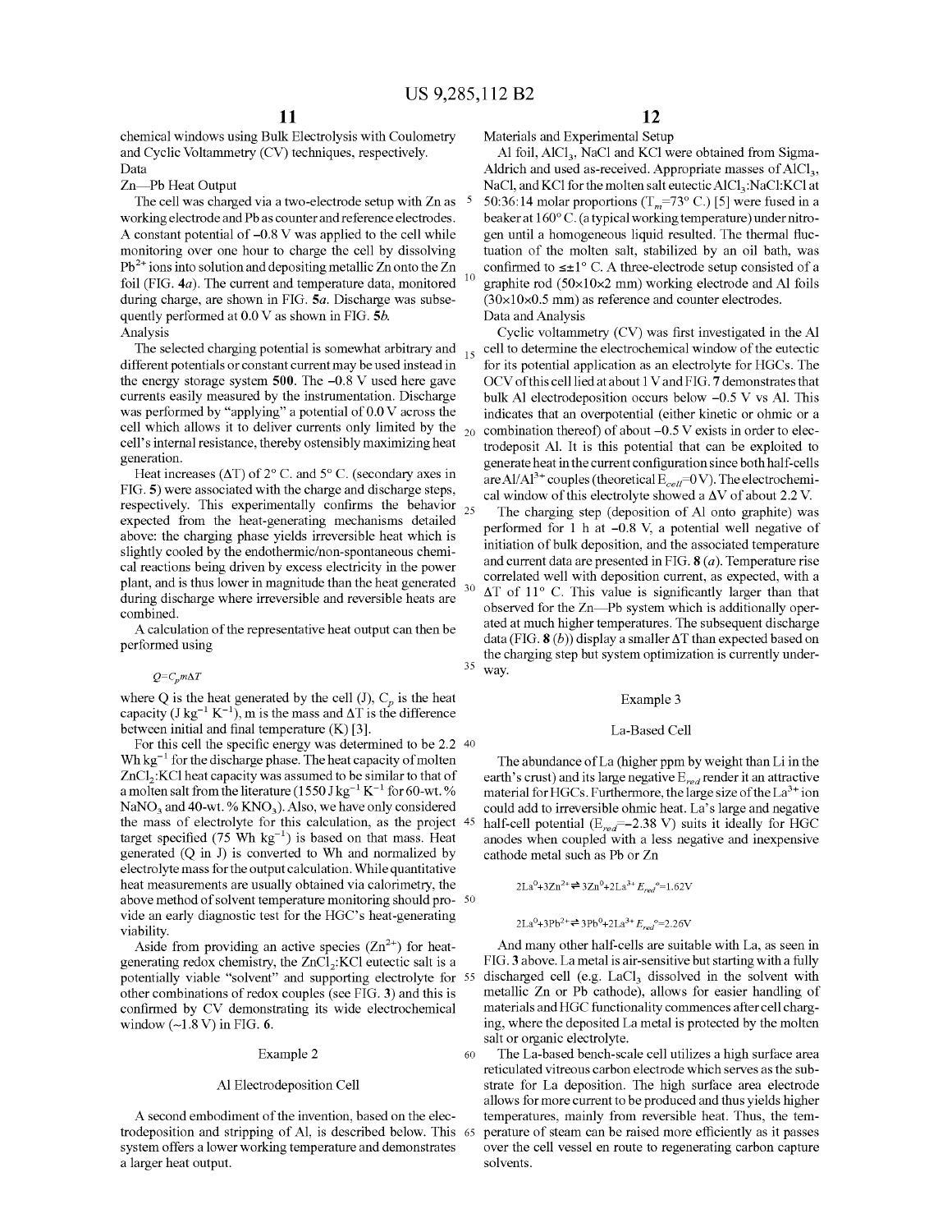chemical windows using Bulk Electrolysis with Coulometry and Cyclic Voltammetry (CV) techniques, respectively.

Data

Zn—Pb Heat Output

The cell was charged via a two-electrode setup with Zn as working electrode and Pb as counter and reference electrodes. A constant potential of −0.8 V was applied to the cell while monitoring over one hour to charge the cell by dissolving $Pb^{2+}$ ions into solution and depositing metallic Zn onto the Zn foil (FIG. 4*a*). The current and temperature data, monitored during charge, are shown in FIG. 5*a*. Discharge was subsequently performed at 0.0 V as shown in FIG. 5*b*.

Analysis

The selected charging potential is somewhat arbitrary and different potentials or constant current may be used instead in the energy storage system **500**. The −0.8 V used here gave currents easily measured by the instrumentation. Discharge was performed by "applying" a potential of 0.0 V across the cell which allows it to deliver currents only limited by the cell's internal resistance, thereby ostensibly maximizing heat generation.

Heat increases (ΔT) of 2° C. and 5° C. (secondary axes in FIG. 5) were associated with the charge and discharge steps, respectively. This experimentally confirms the behavior expected from the heat-generating mechanisms detailed above: the charging phase yields irreversible heat which is slightly cooled by the endothermic/non-spontaneous chemical reactions being driven by excess electricity in the power plant, and is thus lower in magnitude than the heat generated during discharge where irreversible and reversible heats are combined.

A calculation of the representative heat output can then be performed using

$$Q=C_p m \Delta T$$

where Q is the heat generated by the cell (J), $C_p$ is the heat capacity (J $kg^{-1}$ $K^{-1}$), m is the mass and ΔT is the difference between initial and final temperature (K) [3].

For this cell the specific energy was determined to be 2.2 Wh $kg^{-1}$ for the discharge phase. The heat capacity of molten $ZnCl_2$:KCl heat capacity was assumed to be similar to that of a molten salt from the literature (1550 J $kg^{-1}$ $K^{-1}$ for 60-wt. % $NaNO_3$ and 40-wt. % $KNO_3$). Also, we have only considered the mass of electrolyte for this calculation, as the project target specified (75 Wh $kg^{-1}$) is based on that mass. Heat generated (Q in J) is converted to Wh and normalized by electrolyte mass for the output calculation. While quantitative heat measurements are usually obtained via calorimetry, the above method of solvent temperature monitoring should provide an early diagnostic test for the HGC's heat-generating viability.

Aside from providing an active species ($Zn^{2+}$) for heat-generating redox chemistry, the $ZnCl_2$:KCl eutectic salt is a potentially viable "solvent" and supporting electrolyte for other combinations of redox couples (see FIG. 3) and this is confirmed by CV demonstrating its wide electrochemical window (~1.8 V) in FIG. 6.

## Example 2

### Al Electrodeposition Cell

A second embodiment of the invention, based on the electrodeposition and stripping of Al, is described below. This system offers a lower working temperature and demonstrates a larger heat output.

Materials and Experimental Setup

Al foil, $AlCl_3$, NaCl and KCl were obtained from Sigma-Aldrich and used as-received. Appropriate masses of $AlCl_3$, NaCl, and KCl for the molten salt eutectic $AlCl_3$:NaCl:KCl at 50:36:14 molar proportions ($T_m$=73° C.) [5] were fused in a beaker at 160° C. (a typical working temperature) under nitrogen until a homogeneous liquid resulted. The thermal fluctuation of the molten salt, stabilized by an oil bath, was confirmed to ≤±1° C. A three-electrode setup consisted of a graphite rod (50×10×2 mm) working electrode and Al foils (30×10×0.5 mm) as reference and counter electrodes.

Data and Analysis

Cyclic voltammetry (CV) was first investigated in the Al cell to determine the electrochemical window of the eutectic for its potential application as an electrolyte for HGCs. The OCV of this cell lied at about 1 V and FIG. 7 demonstrates that bulk Al electrodeposition occurs below −0.5 V vs Al. This indicates that an overpotential (either kinetic or ohmic or a combination thereof) of about −0.5 V exists in order to electrodeposit Al. It is this potential that can be exploited to generate heat in the current configuration since both half-cells are $Al/Al^{3+}$ couples (theoretical $E_{cell}$=0 V). The electrochemical window of this electrolyte showed a ΔV of about 2.2 V.

The charging step (deposition of Al onto graphite) was performed for 1 h at −0.8 V, a potential well negative of initiation of bulk deposition, and the associated temperature and current data are presented in FIG. 8 (*a*). Temperature rise correlated well with deposition current, as expected, with a ΔT of 11° C. This value is significantly larger than that observed for the Zn—Pb system which is additionally operated at much higher temperatures. The subsequent discharge data (FIG. 8 (*b*)) display a smaller ΔT than expected based on the charging step but system optimization is currently underway.

## Example 3

### La-Based Cell

The abundance of La (higher ppm by weight than Li in the earth's crust) and its large negative $E_{red}$ render it an attractive material for HGCs. Furthermore, the large size of the $La^{3+}$ ion could add to irreversible ohmic heat. La's large and negative half-cell potential ($E_{red}$°=−2.38 V) suits it ideally for HGC anodes when coupled with a less negative and inexpensive cathode metal such as Pb or Zn

$$2La^0+3Zn^{2+} \rightleftharpoons 3Zn^0+2La^{3+}\ E_{red}^{o}=1.62\text{V}$$

$$2La^0+3Pb^{2+} \rightleftharpoons 3Pb^0+2La^{3+}\ E_{red}^{o}=2.26\text{V}$$

And many other half-cells are suitable with La, as seen in FIG. 3 above. La metal is air-sensitive but starting with a fully discharged cell (e.g. $LaCl_3$ dissolved in the solvent with metallic Zn or Pb cathode), allows for easier handling of materials and HGC functionality commences after cell charging, where the deposited La metal is protected by the molten salt or organic electrolyte.

The La-based bench-scale cell utilizes a high surface area reticulated vitreous carbon electrode which serves as the substrate for La deposition. The high surface area electrode allows for more current to be produced and thus yields higher temperatures, mainly from reversible heat. Thus, the temperature of steam can be raised more efficiently as it passes over the cell vessel en route to regenerating carbon capture solvents.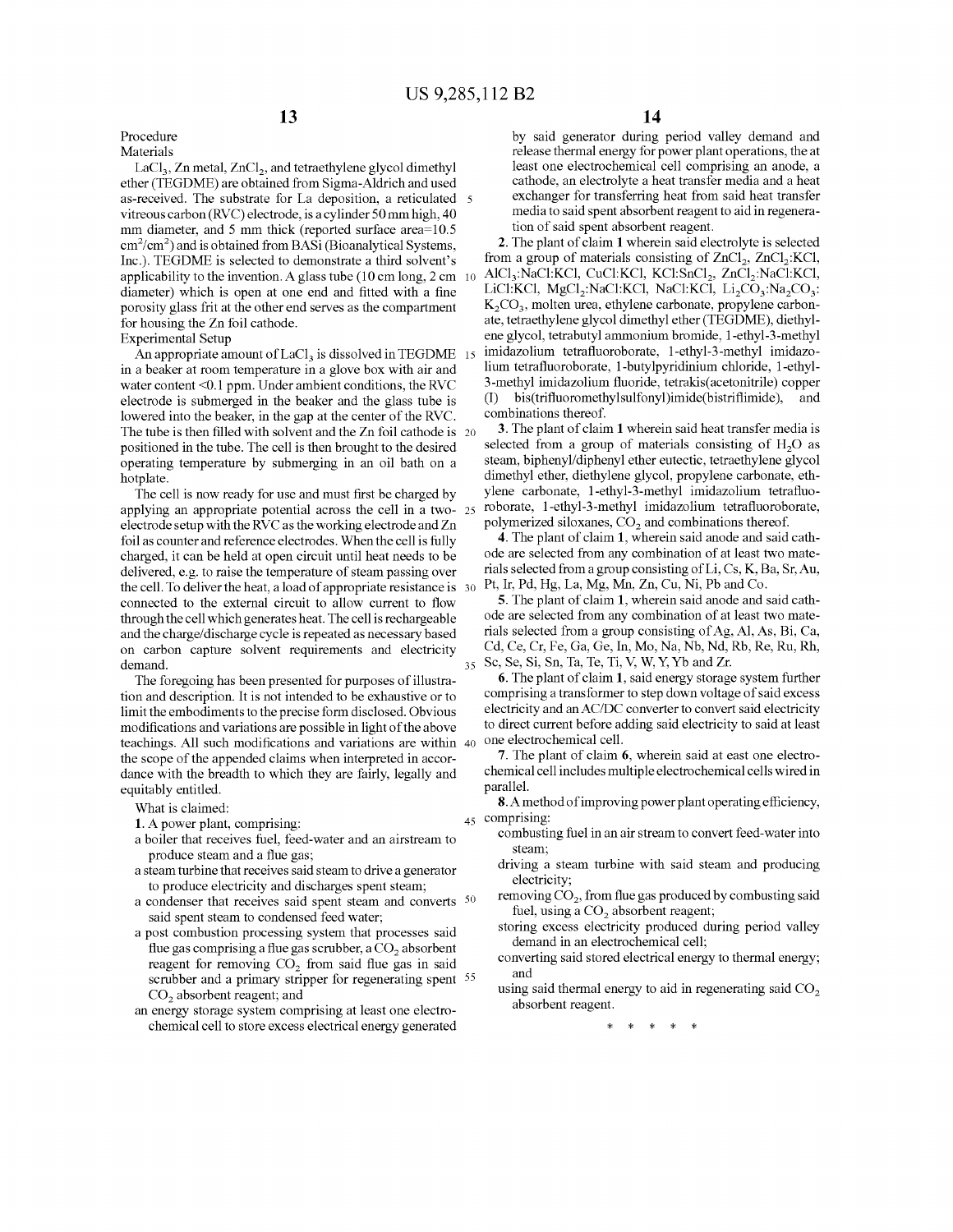Procedure

Materials

$LaCl_3$, Zn metal, $ZnCl_2$, and tetraethylene glycol dimethyl ether (TEGDME) are obtained from Sigma-Aldrich and used as-received. The substrate for La deposition, a reticulated vitreous carbon (RVC) electrode, is a cylinder 50 mm high, 40 mm diameter, and 5 mm thick (reported surface area=10.5 $cm^2/cm^2$) and is obtained from BASi (Bioanalytical Systems, Inc.). TEGDME is selected to demonstrate a third solvent's applicability to the invention. A glass tube (10 cm long, 2 cm diameter) which is open at one end and fitted with a fine porosity glass frit at the other end serves as the compartment for housing the Zn foil cathode.

Experimental Setup

An appropriate amount of $LaCl_3$ is dissolved in TEGDME in a beaker at room temperature in a glove box with air and water content <0.1 ppm. Under ambient conditions, the RVC electrode is submerged in the beaker and the glass tube is lowered into the beaker, in the gap at the center of the RVC. The tube is then filled with solvent and the Zn foil cathode is positioned in the tube. The cell is then brought to the desired operating temperature by submerging in an oil bath on a hotplate.

The cell is now ready for use and must first be charged by applying an appropriate potential across the cell in a two-electrode setup with the RVC as the working electrode and Zn foil as counter and reference electrodes. When the cell is fully charged, it can be held at open circuit until heat needs to be delivered, e.g. to raise the temperature of steam passing over the cell. To deliver the heat, a load of appropriate resistance is connected to the external circuit to allow current to flow through the cell which generates heat. The cell is rechargeable and the charge/discharge cycle is repeated as necessary based on carbon capture solvent requirements and electricity demand.

The foregoing has been presented for purposes of illustration and description. It is not intended to be exhaustive or to limit the embodiments to the precise form disclosed. Obvious modifications and variations are possible in light of the above teachings. All such modifications and variations are within the scope of the appended claims when interpreted in accordance with the breadth to which they are fairly, legally and equitably entitled.

What is claimed:

1. A power plant, comprising:
   - a boiler that receives fuel, feed-water and an airstream to produce steam and a flue gas;
   - a steam turbine that receives said steam to drive a generator to produce electricity and discharges spent steam;
   - a condenser that receives said spent steam and converts said spent steam to condensed feed water;
   - a post combustion processing system that processes said flue gas comprising a flue gas scrubber, a $CO_2$ absorbent reagent for removing $CO_2$ from said flue gas in said scrubber and a primary stripper for regenerating spent $CO_2$ absorbent reagent; and
   - an energy storage system comprising at least one electrochemical cell to store excess electrical energy generated by said generator during period valley demand and release thermal energy for power plant operations, the at least one electrochemical cell comprising an anode, a cathode, an electrolyte a heat transfer media and a heat exchanger for transferring heat from said heat transfer media to said spent absorbent reagent to aid in regeneration of said spent absorbent reagent.

2. The plant of claim 1 wherein said electrolyte is selected from a group of materials consisting of $ZnCl_2$, $ZnCl_2$:KCl, $AlCl_3$:NaCl:KCl, CuCl:KCl, KCl:$SnCl_2$, $ZnCl_2$:NaCl:KCl, LiCl:KCl, $MgCl_2$:NaCl:KCl, NaCl:KCl, $Li_2CO_3$:$Na_2CO_3$:$K_2CO_3$, molten urea, ethylene carbonate, propylene carbonate, tetraethylene glycol dimethyl ether (TEGDME), diethylene glycol, tetrabutyl ammonium bromide, 1-ethyl-3-methyl imidazolium tetrafluoroborate, 1-ethyl-3-methyl imidazolium tetrafluoroborate, 1-butylpyridinium chloride, 1-ethyl-3-methyl imidazolium fluoride, tetrakis(acetonitrile) copper (I) bis(trifluoromethylsulfonyl)imide(bistriflimide), and combinations thereof.

3. The plant of claim 1 wherein said heat transfer media is selected from a group of materials consisting of $H_2O$ as steam, biphenyl/diphenyl ether eutectic, tetraethylene glycol dimethyl ether, diethylene glycol, propylene carbonate, ethylene carbonate, 1-ethyl-3-methyl imidazolium tetrafluoroborate, 1-ethyl-3-methyl imidazolium tetrafluoroborate, polymerized siloxanes, $CO_2$ and combinations thereof.

4. The plant of claim 1, wherein said anode and said cathode are selected from any combination of at least two materials selected from a group consisting of Li, Cs, K, Ba, Sr, Au, Pt, Ir, Pd, Hg, La, Mg, Mn, Zn, Cu, Ni, Pb and Co.

5. The plant of claim 1, wherein said anode and said cathode are selected from any combination of at least two materials selected from a group consisting of Ag, Al, As, Bi, Ca, Cd, Ce, Cr, Fe, Ga, Ge, In, Mo, Na, Nb, Nd, Rb, Re, Ru, Rh, Sc, Se, Si, Sn, Ta, Te, Ti, V, W, Y, Yb and Zr.

6. The plant of claim 1, said energy storage system further comprising a transformer to step down voltage of said excess electricity and an AC/DC converter to convert said electricity to direct current before adding said electricity to said at least one electrochemical cell.

7. The plant of claim 6, wherein said at east one electrochemical cell includes multiple electrochemical cells wired in parallel.

8. A method of improving power plant operating efficiency, comprising:
   - combusting fuel in an air stream to convert feed-water into steam;
   - driving a steam turbine with said steam and producing electricity;
   - removing $CO_2$, from flue gas produced by combusting said fuel, using a $CO_2$ absorbent reagent;
   - storing excess electricity produced during period valley demand in an electrochemical cell;
   - converting said stored electrical energy to thermal energy; and
   - using said thermal energy to aid in regenerating said $CO_2$ absorbent reagent.

* * * * *